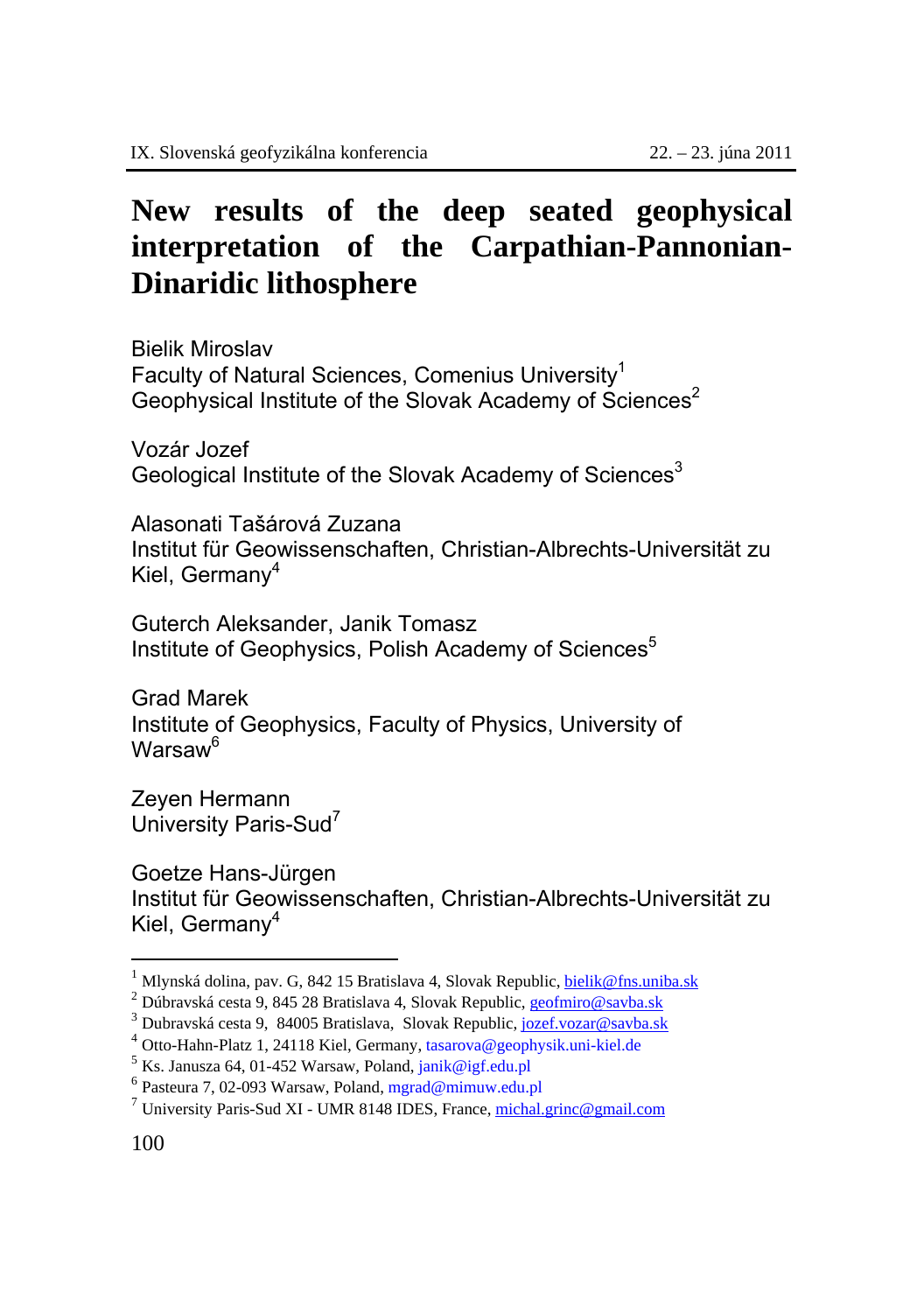# New results of the deep seated geophysical interpretation of the Carpathian-Pannonian-Dinaridic lithosphere

Bielik Miroslav
Faculty of Natural Sciences, Comenius University[1]
Geophysical Institute of the Slovak Academy of Sciences[2]

Vozár Jozef
Geological Institute of the Slovak Academy of Sciences[3]

Alasonati Tašárová Zuzana
Institut für Geowissenschaften, Christian-Albrechts-Universität zu Kiel, Germany[4]

Guterch Aleksander, Janik Tomasz
Institute of Geophysics, Polish Academy of Sciences[5]

Grad Marek
Institute of Geophysics, Faculty of Physics, University of Warsaw[6]

Zeyen Hermann
University Paris-Sud[7]

Goetze Hans-Jürgen
Institut für Geowissenschaften, Christian-Albrechts-Universität zu Kiel, Germany[4]

---

[1] Mlynská dolina, pav. G, 842 15 Bratislava 4, Slovak Republic, bielik@fns.uniba.sk

[2] Dúbravská cesta 9, 845 28 Bratislava 4, Slovak Republic, geofmiro@savba.sk

[3] Dubravská cesta 9, 84005 Bratislava, Slovak Republic, jozef.vozar@savba.sk

[4] Otto-Hahn-Platz 1, 24118 Kiel, Germany, tasarova@geophysik.uni-kiel.de

[5] Ks. Janusza 64, 01-452 Warsaw, Poland, janik@igf.edu.pl

[6] Pasteura 7, 02-093 Warsaw, Poland, mgrad@mimuw.edu.pl

[7] University Paris-Sud XI - UMR 8148 IDES, France, michal.grinc@gmail.com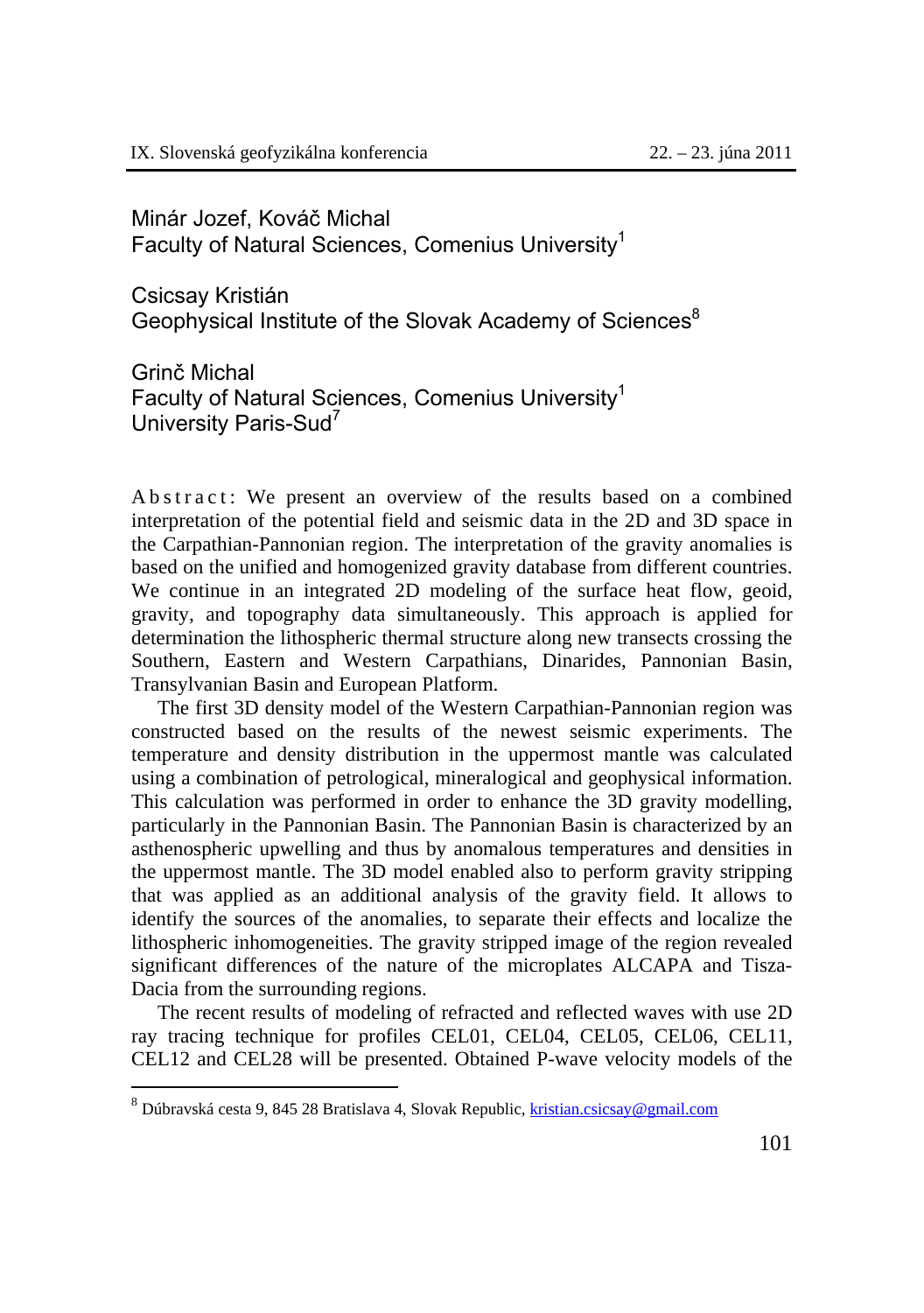Minár Jozef, Kováč Michal
Faculty of Natural Sciences, Comenius University[1]

Csicsay Kristián
Geophysical Institute of the Slovak Academy of Sciences[8]

Grinč Michal
Faculty of Natural Sciences, Comenius University[1]
University Paris-Sud[7]

A b s t r a c t: We present an overview of the results based on a combined interpretation of the potential field and seismic data in the 2D and 3D space in the Carpathian-Pannonian region. The interpretation of the gravity anomalies is based on the unified and homogenized gravity database from different countries. We continue in an integrated 2D modeling of the surface heat flow, geoid, gravity, and topography data simultaneously. This approach is applied for determination the lithospheric thermal structure along new transects crossing the Southern, Eastern and Western Carpathians, Dinarides, Pannonian Basin, Transylvanian Basin and European Platform.

The first 3D density model of the Western Carpathian-Pannonian region was constructed based on the results of the newest seismic experiments. The temperature and density distribution in the uppermost mantle was calculated using a combination of petrological, mineralogical and geophysical information. This calculation was performed in order to enhance the 3D gravity modelling, particularly in the Pannonian Basin. The Pannonian Basin is characterized by an asthenospheric upwelling and thus by anomalous temperatures and densities in the uppermost mantle. The 3D model enabled also to perform gravity stripping that was applied as an additional analysis of the gravity field. It allows to identify the sources of the anomalies, to separate their effects and localize the lithospheric inhomogeneities. The gravity stripped image of the region revealed significant differences of the nature of the microplates ALCAPA and Tisza-Dacia from the surrounding regions.

The recent results of modeling of refracted and reflected waves with use 2D ray tracing technique for profiles CEL01, CEL04, CEL05, CEL06, CEL11, CEL12 and CEL28 will be presented. Obtained P-wave velocity models of the

[8] Dúbravská cesta 9, 845 28 Bratislava 4, Slovak Republic, kristian.csicsay@gmail.com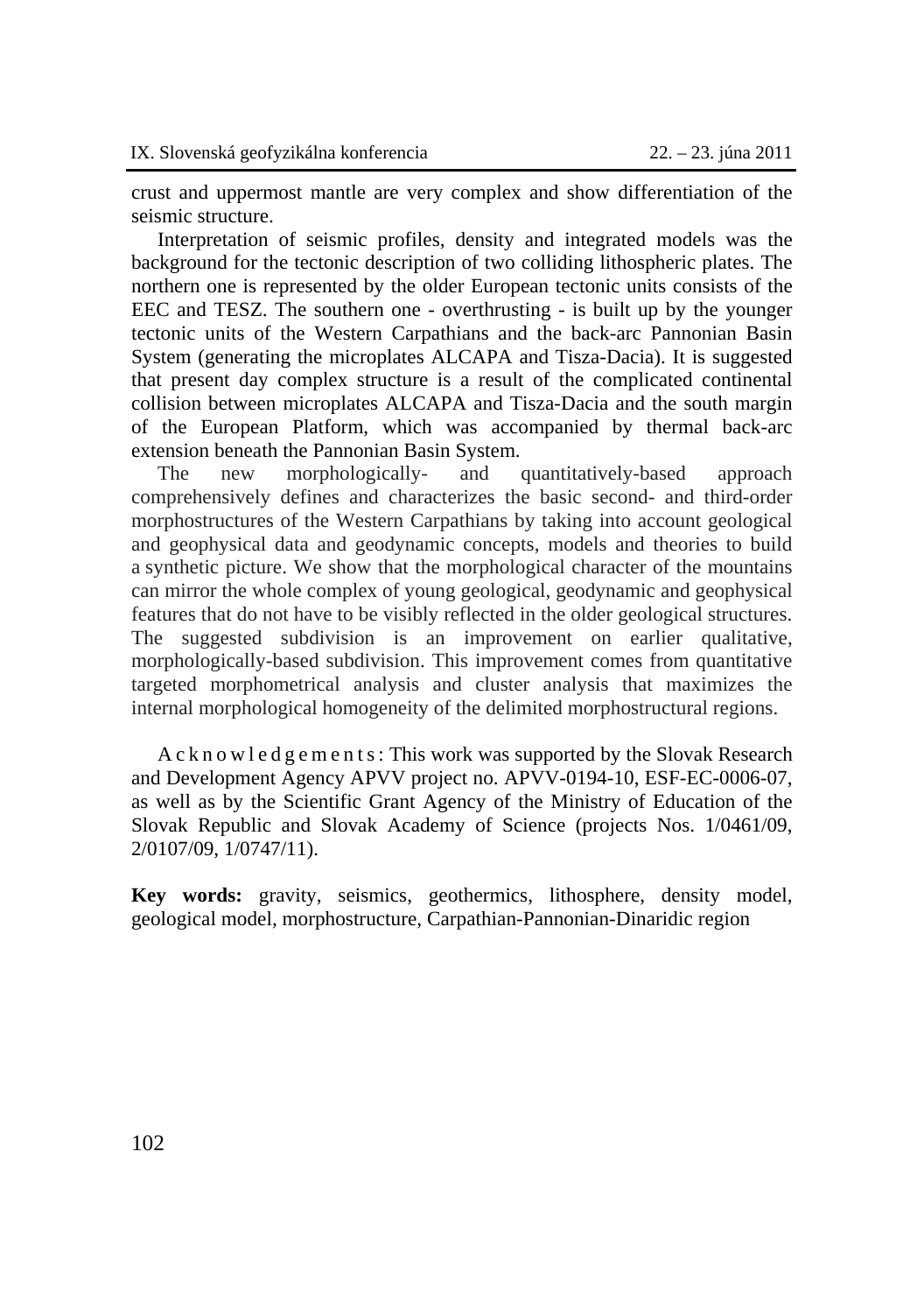crust and uppermost mantle are very complex and show differentiation of the seismic structure.

Interpretation of seismic profiles, density and integrated models was the background for the tectonic description of two colliding lithospheric plates. The northern one is represented by the older European tectonic units consists of the EEC and TESZ. The southern one - overthrusting - is built up by the younger tectonic units of the Western Carpathians and the back-arc Pannonian Basin System (generating the microplates ALCAPA and Tisza-Dacia). It is suggested that present day complex structure is a result of the complicated continental collision between microplates ALCAPA and Tisza-Dacia and the south margin of the European Platform, which was accompanied by thermal back-arc extension beneath the Pannonian Basin System.

The new morphologically- and quantitatively-based approach comprehensively defines and characterizes the basic second- and third-order morphostructures of the Western Carpathians by taking into account geological and geophysical data and geodynamic concepts, models and theories to build a synthetic picture. We show that the morphological character of the mountains can mirror the whole complex of young geological, geodynamic and geophysical features that do not have to be visibly reflected in the older geological structures. The suggested subdivision is an improvement on earlier qualitative, morphologically-based subdivision. This improvement comes from quantitative targeted morphometrical analysis and cluster analysis that maximizes the internal morphological homogeneity of the delimited morphostructural regions.

A c k n o w l e d g e m e n t s : This work was supported by the Slovak Research and Development Agency APVV project no. APVV-0194-10, ESF-EC-0006-07, as well as by the Scientific Grant Agency of the Ministry of Education of the Slovak Republic and Slovak Academy of Science (projects Nos. 1/0461/09, 2/0107/09, 1/0747/11).

**Key words:** gravity, seismics, geothermics, lithosphere, density model, geological model, morphostructure, Carpathian-Pannonian-Dinaridic region